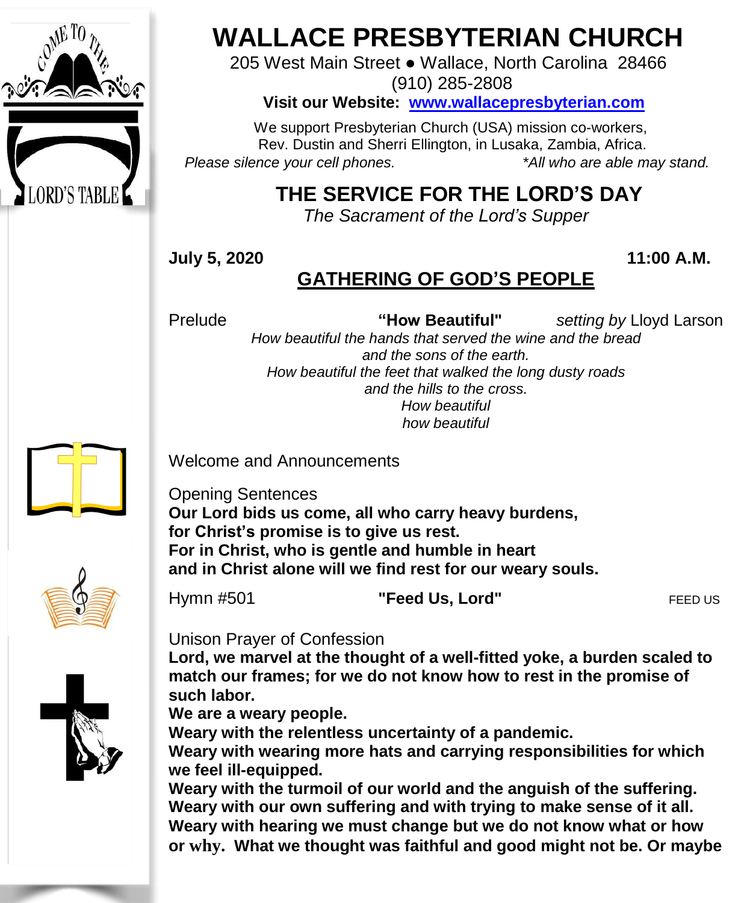# WALLACE PRESBYTERIAN CHURCH

205 West Main Street ● Wallace, North Carolina 28466
(910) 285-2808
**Visit our Website: www.wallacepresbyterian.com**

We support Presbyterian Church (USA) mission co-workers,
Rev. Dustin and Sherri Ellington, in Lusaka, Zambia, Africa.

*Please silence your cell phones.* *\*All who are able may stand.*

## THE SERVICE FOR THE LORD'S DAY

*The Sacrament of the Lord's Supper*

**July 5, 2020** **11:00 A.M.**

## GATHERING OF GOD'S PEOPLE

Prelude **"How Beautiful"** *setting by* Lloyd Larson

*How beautiful the hands that served the wine and the bread*
*and the sons of the earth.*
*How beautiful the feet that walked the long dusty roads*
*and the hills to the cross.*
*How beautiful*
*how beautiful*

Welcome and Announcements

Opening Sentences
**Our Lord bids us come, all who carry heavy burdens,**
**for Christ's promise is to give us rest.**
**For in Christ, who is gentle and humble in heart**
**and in Christ alone will we find rest for our weary souls.**

Hymn #501 **"Feed Us, Lord"** FEED US

Unison Prayer of Confession
**Lord, we marvel at the thought of a well-fitted yoke, a burden scaled to match our frames; for we do not know how to rest in the promise of such labor.**
**We are a weary people.**
**Weary with the relentless uncertainty of a pandemic.**
**Weary with wearing more hats and carrying responsibilities for which we feel ill-equipped.**
**Weary with the turmoil of our world and the anguish of the suffering.**
**Weary with our own suffering and with trying to make sense of it all.**
**Weary with hearing we must change but we do not know what or how or why. What we thought was faithful and good might not be. Or maybe**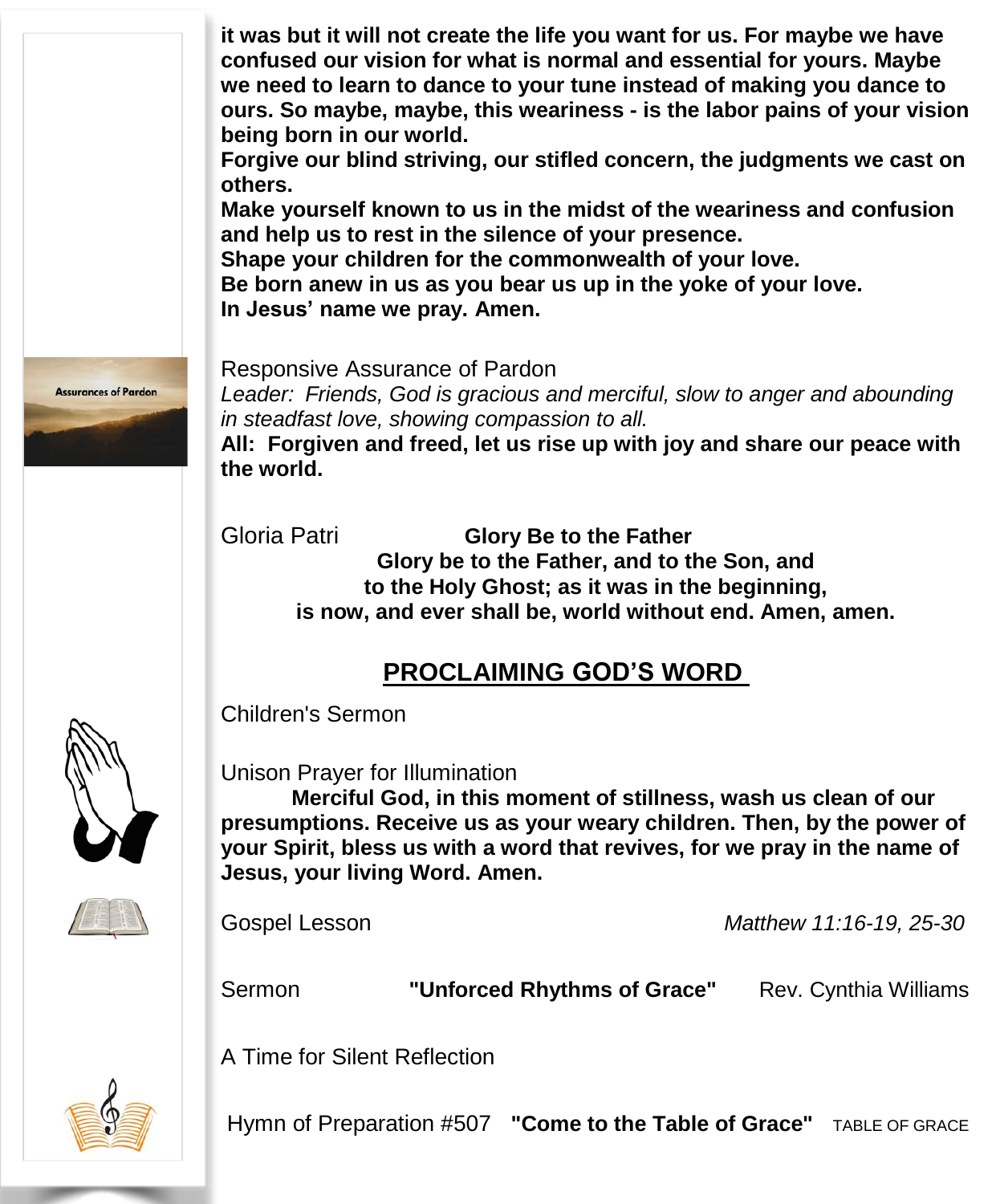**it was but it will not create the life you want for us. For maybe we have confused our vision for what is normal and essential for yours. Maybe we need to learn to dance to your tune instead of making you dance to ours. So maybe, maybe, this weariness - is the labor pains of your vision being born in our world.**
**Forgive our blind striving, our stifled concern, the judgments we cast on others.**
**Make yourself known to us in the midst of the weariness and confusion and help us to rest in the silence of your presence.**
**Shape your children for the commonwealth of your love.**
**Be born anew in us as you bear us up in the yoke of your love.**
**In Jesus' name we pray. Amen.**

Assurances of Pardon

Responsive Assurance of Pardon
*Leader: Friends, God is gracious and merciful, slow to anger and abounding in steadfast love, showing compassion to all.*
**All: Forgiven and freed, let us rise up with joy and share our peace with the world.**

Gloria Patri **Glory Be to the Father**

**Glory be to the Father, and to the Son, and**
**to the Holy Ghost; as it was in the beginning,**
**is now, and ever shall be, world without end. Amen, amen.**

## PROCLAIMING GOD'S WORD

Children's Sermon

Unison Prayer for Illumination
**Merciful God, in this moment of stillness, wash us clean of our presumptions. Receive us as your weary children. Then, by the power of your Spirit, bless us with a word that revives, for we pray in the name of Jesus, your living Word. Amen.**

Gospel Lesson *Matthew 11:16-19, 25-30*

Sermon **"Unforced Rhythms of Grace"** Rev. Cynthia Williams

A Time for Silent Reflection

Hymn of Preparation #507 **"Come to the Table of Grace"** TABLE OF GRACE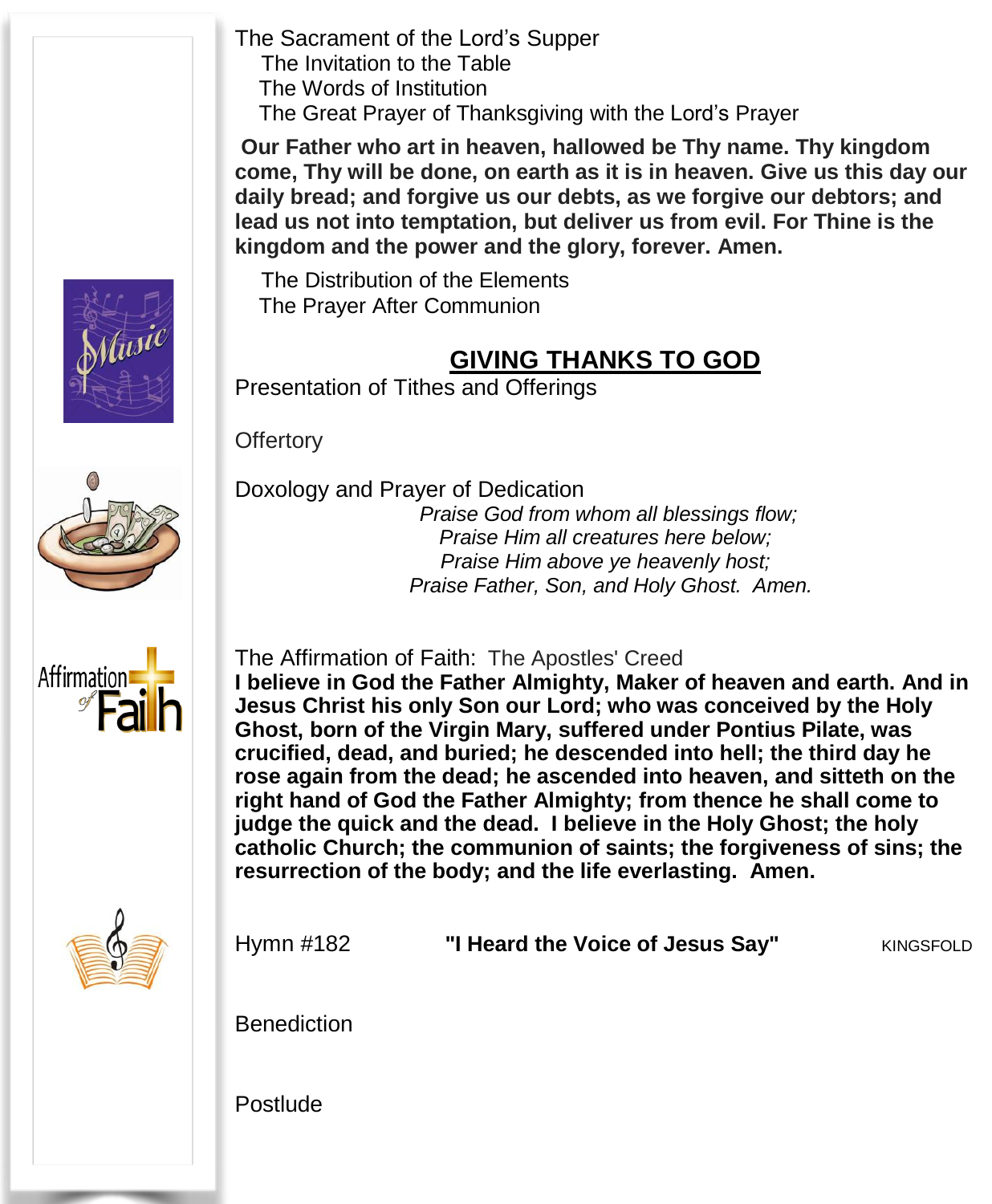The Sacrament of the Lord's Supper

The Invitation to the Table

The Words of Institution

The Great Prayer of Thanksgiving with the Lord's Prayer

**Our Father who art in heaven, hallowed be Thy name. Thy kingdom come, Thy will be done, on earth as it is in heaven. Give us this day our daily bread; and forgive us our debts, as we forgive our debtors; and lead us not into temptation, but deliver us from evil. For Thine is the kingdom and the power and the glory, forever. Amen.**

The Distribution of the Elements

The Prayer After Communion

## GIVING THANKS TO GOD

Presentation of Tithes and Offerings

Offertory

Doxology and Prayer of Dedication

*Praise God from whom all blessings flow;*
*Praise Him all creatures here below;*
*Praise Him above ye heavenly host;*
*Praise Father, Son, and Holy Ghost. Amen.*

The Affirmation of Faith: The Apostles' Creed

**I believe in God the Father Almighty, Maker of heaven and earth. And in Jesus Christ his only Son our Lord; who was conceived by the Holy Ghost, born of the Virgin Mary, suffered under Pontius Pilate, was crucified, dead, and buried; he descended into hell; the third day he rose again from the dead; he ascended into heaven, and sitteth on the right hand of God the Father Almighty; from thence he shall come to judge the quick and the dead. I believe in the Holy Ghost; the holy catholic Church; the communion of saints; the forgiveness of sins; the resurrection of the body; and the life everlasting. Amen.**

Hymn #182 **"I Heard the Voice of Jesus Say"** KINGSFOLD

Benediction

Postlude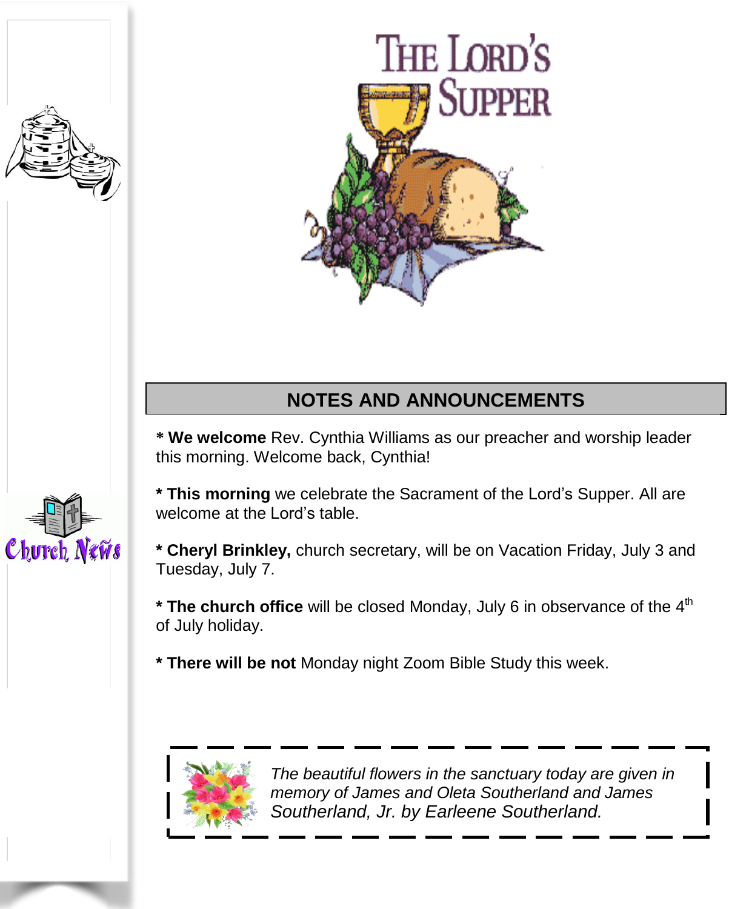# THE LORD'S SUPPER

Church News

## NOTES AND ANNOUNCEMENTS

**\* We welcome** Rev. Cynthia Williams as our preacher and worship leader this morning. Welcome back, Cynthia!

**\* This morning** we celebrate the Sacrament of the Lord's Supper. All are welcome at the Lord's table.

**\* Cheryl Brinkley,** church secretary, will be on Vacation Friday, July 3 and Tuesday, July 7.

**\* The church office** will be closed Monday, July 6 in observance of the 4th of July holiday.

**\* There will be not** Monday night Zoom Bible Study this week.

*The beautiful flowers in the sanctuary today are given in memory of James and Oleta Southerland and James Southerland, Jr. by Earleene Southerland.*